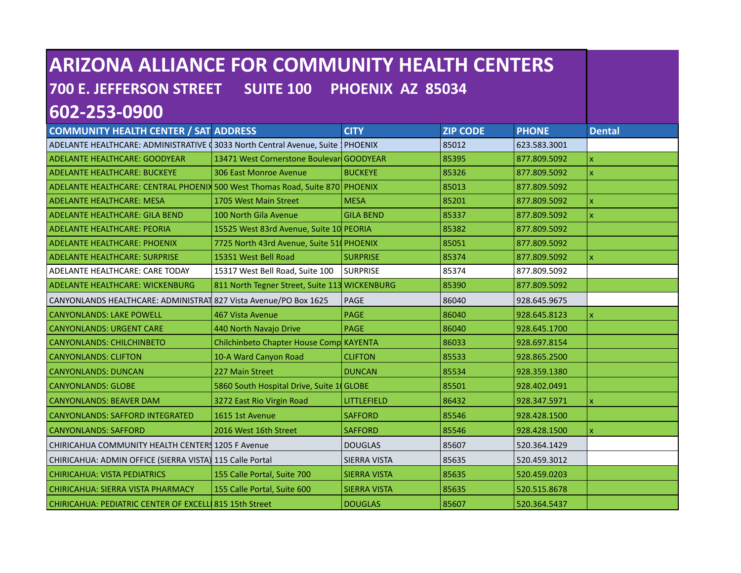# ARIZONA ALLIANCE FOR COMMUNITY HEALTH CENTERS

## 700 E. JEFFERSON STREET SUITE 100 PHOENIX AZ 85034

## 602-253-0900

| COMMUNITY HEALTH CENTER / SAT | ADDRESS | CITY | ZIP CODE | PHONE | Dental |
|---|---|---|---|---|---|
| ADELANTE HEALTHCARE: ADMINISTRATIVE ( | 3033 North Central Avenue, Suite 1 | PHOENIX | 85012 | 623.583.3001 | |
| ADELANTE HEALTHCARE: GOODYEAR | 13471 West Cornerstone Boulevar | GOODYEAR | 85395 | 877.809.5092 | x |
| ADELANTE HEALTHCARE: BUCKEYE | 306 East Monroe Avenue | BUCKEYE | 85326 | 877.809.5092 | x |
| ADELANTE HEALTHCARE: CENTRAL PHOENIX | 500 West Thomas Road, Suite 870 | PHOENIX | 85013 | 877.809.5092 | |
| ADELANTE HEALTHCARE: MESA | 1705 West Main Street | MESA | 85201 | 877.809.5092 | x |
| ADELANTE HEALTHCARE: GILA BEND | 100 North Gila Avenue | GILA BEND | 85337 | 877.809.5092 | x |
| ADELANTE HEALTHCARE: PEORIA | 15525 West 83rd Avenue, Suite 10 | PEORIA | 85382 | 877.809.5092 | |
| ADELANTE HEALTHCARE: PHOENIX | 7725 North 43rd Avenue, Suite 51( | PHOENIX | 85051 | 877.809.5092 | |
| ADELANTE HEALTHCARE: SURPRISE | 15351 West Bell Road | SURPRISE | 85374 | 877.809.5092 | x |
| ADELANTE HEALTHCARE: CARE TODAY | 15317 West Bell Road, Suite 100 | SURPRISE | 85374 | 877.809.5092 | |
| ADELANTE HEALTHCARE: WICKENBURG | 811 North Tegner Street, Suite 113 | WICKENBURG | 85390 | 877.809.5092 | |
| CANYONLANDS HEALTHCARE: ADMINISTRAT | 827 Vista Avenue/PO Box 1625 | PAGE | 86040 | 928.645.9675 | |
| CANYONLANDS: LAKE POWELL | 467 Vista Avenue | PAGE | 86040 | 928.645.8123 | x |
| CANYONLANDS: URGENT CARE | 440 North Navajo Drive | PAGE | 86040 | 928.645.1700 | |
| CANYONLANDS: CHILCHINBETO | Chilchinbeto Chapter House Comp | KAYENTA | 86033 | 928.697.8154 | |
| CANYONLANDS: CLIFTON | 10-A Ward Canyon Road | CLIFTON | 85533 | 928.865.2500 | |
| CANYONLANDS: DUNCAN | 227 Main Street | DUNCAN | 85534 | 928.359.1380 | |
| CANYONLANDS: GLOBE | 5860 South Hospital Drive, Suite 1( | GLOBE | 85501 | 928.402.0491 | |
| CANYONLANDS: BEAVER DAM | 3272 East Rio Virgin Road | LITTLEFIELD | 86432 | 928.347.5971 | x |
| CANYONLANDS: SAFFORD INTEGRATED | 1615 1st Avenue | SAFFORD | 85546 | 928.428.1500 | |
| CANYONLANDS: SAFFORD | 2016 West 16th Street | SAFFORD | 85546 | 928.428.1500 | x |
| CHIRICAHUA COMMUNITY HEALTH CENTERS | 1205 F Avenue | DOUGLAS | 85607 | 520.364.1429 | |
| CHIRICAHUA: ADMIN OFFICE (SIERRA VISTA) | 115 Calle Portal | SIERRA VISTA | 85635 | 520.459.3012 | |
| CHIRICAHUA: VISTA PEDIATRICS | 155 Calle Portal, Suite 700 | SIERRA VISTA | 85635 | 520.459.0203 | |
| CHIRICAHUA: SIERRA VISTA PHARMACY | 155 Calle Portal, Suite 600 | SIERRA VISTA | 85635 | 520.515.8678 | |
| CHIRICAHUA: PEDIATRIC CENTER OF EXCELLI | 815 15th Street | DOUGLAS | 85607 | 520.364.5437 | |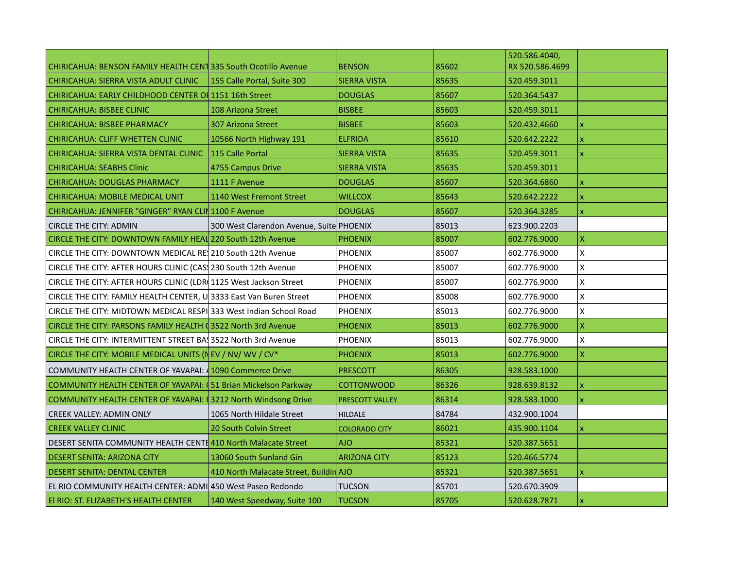| | | | | | |
|---|---|---|---|---|---|
| CHIRICAHUA: BENSON FAMILY HEALTH CENT | 335 South Ocotillo Avenue | BENSON | 85602 | 520.586.4040, RX 520.586.4699 | |
| CHIRICAHUA: SIERRA VISTA ADULT CLINIC | 155 Calle Portal, Suite 300 | SIERRA VISTA | 85635 | 520.459.3011 | |
| CHIRICAHUA: EARLY CHILDHOOD CENTER OI | 1151 16th Street | DOUGLAS | 85607 | 520.364.5437 | |
| CHIRICAHUA: BISBEE CLINIC | 108 Arizona Street | BISBEE | 85603 | 520.459.3011 | |
| CHIRICAHUA: BISBEE PHARMACY | 307 Arizona Street | BISBEE | 85603 | 520.432.4660 | x |
| CHIRICAHUA: CLIFF WHETTEN CLINIC | 10566 North Highway 191 | ELFRIDA | 85610 | 520.642.2222 | x |
| CHIRICAHUA: SIERRA VISTA DENTAL CLINIC | 115 Calle Portal | SIERRA VISTA | 85635 | 520.459.3011 | x |
| CHIRICAHUA: SEABHS Clinic | 4755 Campus Drive | SIERRA VISTA | 85635 | 520.459.3011 | |
| CHIRICAHUA: DOUGLAS PHARMACY | 1111 F Avenue | DOUGLAS | 85607 | 520.364.6860 | x |
| CHIRICAHUA: MOBILE MEDICAL UNIT | 1140 West Fremont Street | WILLCOX | 85643 | 520.642.2222 | x |
| CHIRICAHUA: JENNIFER "GINGER" RYAN CLIN | 1100 F Avenue | DOUGLAS | 85607 | 520.364.3285 | x |
| CIRCLE THE CITY: ADMIN | 300 West Clarendon Avenue, Suite | PHOENIX | 85013 | 623.900.2203 | |
| CIRCLE THE CITY: DOWNTOWN FAMILY HEAL | 220 South 12th Avenue | PHOENIX | 85007 | 602.776.9000 | X |
| CIRCLE THE CITY: DOWNTOWN MEDICAL RE | 210 South 12th Avenue | PHOENIX | 85007 | 602.776.9000 | X |
| CIRCLE THE CITY: AFTER HOURS CLINIC (CAS | 230 South 12th Avenue | PHOENIX | 85007 | 602.776.9000 | X |
| CIRCLE THE CITY: AFTER HOURS CLINIC (LDR | 1125 West Jackson Street | PHOENIX | 85007 | 602.776.9000 | X |
| CIRCLE THE CITY: FAMILY HEALTH CENTER, U | 3333 East Van Buren Street | PHOENIX | 85008 | 602.776.9000 | X |
| CIRCLE THE CITY: MIDTOWN MEDICAL RESPI | 333 West Indian School Road | PHOENIX | 85013 | 602.776.9000 | X |
| CIRCLE THE CITY: PARSONS FAMILY HEALTH ( | 3522 North 3rd Avenue | PHOENIX | 85013 | 602.776.9000 | X |
| CIRCLE THE CITY: INTERMITTENT STREET BA | 3522 North 3rd Avenue | PHOENIX | 85013 | 602.776.9000 | X |
| CIRCLE THE CITY: MOBILE MEDICAL UNITS (N | EV / NV/ WV / CV* | PHOENIX | 85013 | 602.776.9000 | X |
| COMMUNITY HEALTH CENTER OF YAVAPAI: / | 1090 Commerce Drive | PRESCOTT | 86305 | 928.583.1000 | |
| COMMUNITY HEALTH CENTER OF YAVAPAI: ( | 51 Brian Mickelson Parkway | COTTONWOOD | 86326 | 928.639.8132 | x |
| COMMUNITY HEALTH CENTER OF YAVAPAI: I | 3212 North Windsong Drive | PRESCOTT VALLEY | 86314 | 928.583.1000 | x |
| CREEK VALLEY: ADMIN ONLY | 1065 North Hildale Street | HILDALE | 84784 | 432.900.1004 | |
| CREEK VALLEY CLINIC | 20 South Colvin Street | COLORADO CITY | 86021 | 435.900.1104 | x |
| DESERT SENITA COMMUNITY HEALTH CENTE | 410 North Malacate Street | AJO | 85321 | 520.387.5651 | |
| DESERT SENITA: ARIZONA CITY | 13060 South Sunland Gin | ARIZONA CITY | 85123 | 520.466.5774 | |
| DESERT SENITA: DENTAL CENTER | 410 North Malacate Street, Buildin | AJO | 85321 | 520.387.5651 | x |
| EL RIO COMMUNITY HEALTH CENTER: ADMI | 450 West Paseo Redondo | TUCSON | 85701 | 520.670.3909 | |
| El RIO: ST. ELIZABETH'S HEALTH CENTER | 140 West Speedway, Suite 100 | TUCSON | 85705 | 520.628.7871 | x |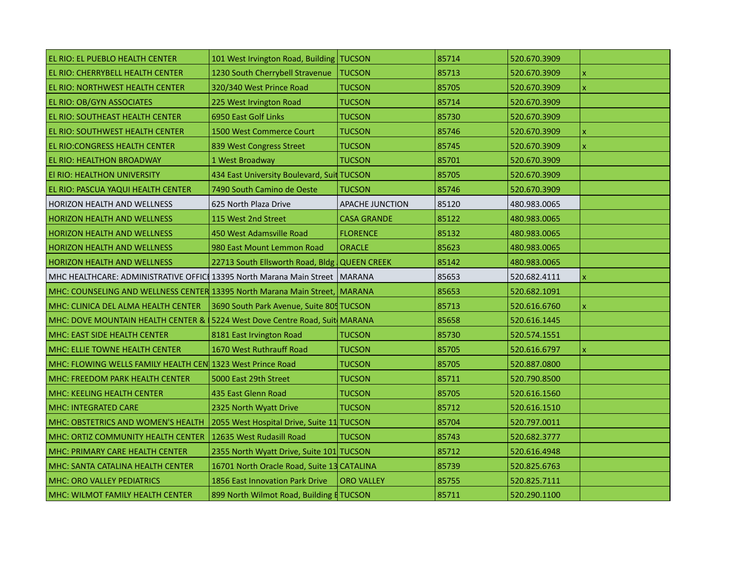| | | | | | |
|---|---|---|---|---|---|
| EL RIO: EL PUEBLO HEALTH CENTER | 101 West Irvington Road, Building | TUCSON | 85714 | 520.670.3909 | |
| EL RIO: CHERRYBELL HEALTH CENTER | 1230 South Cherrybell Stravenue | TUCSON | 85713 | 520.670.3909 | x |
| EL RIO: NORTHWEST HEALTH CENTER | 320/340 West Prince Road | TUCSON | 85705 | 520.670.3909 | x |
| EL RIO: OB/GYN ASSOCIATES | 225 West Irvington Road | TUCSON | 85714 | 520.670.3909 | |
| EL RIO: SOUTHEAST HEALTH CENTER | 6950 East Golf Links | TUCSON | 85730 | 520.670.3909 | |
| EL RIO: SOUTHWEST HEALTH CENTER | 1500 West Commerce Court | TUCSON | 85746 | 520.670.3909 | x |
| EL RIO:CONGRESS HEALTH CENTER | 839 West Congress Street | TUCSON | 85745 | 520.670.3909 | x |
| EL RIO: HEALTHON BROADWAY | 1 West Broadway | TUCSON | 85701 | 520.670.3909 | |
| El RIO: HEALTHON UNIVERSITY | 434 East University Boulevard, Suit | TUCSON | 85705 | 520.670.3909 | |
| EL RIO: PASCUA YAQUI HEALTH CENTER | 7490 South Camino de Oeste | TUCSON | 85746 | 520.670.3909 | |
| HORIZON HEALTH AND WELLNESS | 625 North Plaza Drive | APACHE JUNCTION | 85120 | 480.983.0065 | |
| HORIZON HEALTH AND WELLNESS | 115 West 2nd Street | CASA GRANDE | 85122 | 480.983.0065 | |
| HORIZON HEALTH AND WELLNESS | 450 West Adamsville Road | FLORENCE | 85132 | 480.983.0065 | |
| HORIZON HEALTH AND WELLNESS | 980 East Mount Lemmon Road | ORACLE | 85623 | 480.983.0065 | |
| HORIZON HEALTH AND WELLNESS | 22713 South Ellsworth Road, Bldg | QUEEN CREEK | 85142 | 480.983.0065 | |
| MHC HEALTHCARE: ADMINISTRATIVE OFFICI | 13395 North Marana Main Street | MARANA | 85653 | 520.682.4111 | x |
| MHC: COUNSELING AND WELLNESS CENTER | 13395 North Marana Main Street, | MARANA | 85653 | 520.682.1091 | |
| MHC: CLINICA DEL ALMA HEALTH CENTER | 3690 South Park Avenue, Suite 805 | TUCSON | 85713 | 520.616.6760 | x |
| MHC: DOVE MOUNTAIN HEALTH CENTER & | 5224 West Dove Centre Road, Suit | MARANA | 85658 | 520.616.1445 | |
| MHC: EAST SIDE HEALTH CENTER | 8181 East Irvington Road | TUCSON | 85730 | 520.574.1551 | |
| MHC: ELLIE TOWNE HEALTH CENTER | 1670 West Ruthrauff Road | TUCSON | 85705 | 520.616.6797 | x |
| MHC: FLOWING WELLS FAMILY HEALTH CEN | 1323 West Prince Road | TUCSON | 85705 | 520.887.0800 | |
| MHC: FREEDOM PARK HEALTH CENTER | 5000 East 29th Street | TUCSON | 85711 | 520.790.8500 | |
| MHC: KEELING HEALTH CENTER | 435 East Glenn Road | TUCSON | 85705 | 520.616.1560 | |
| MHC: INTEGRATED CARE | 2325 North Wyatt Drive | TUCSON | 85712 | 520.616.1510 | |
| MHC: OBSTETRICS AND WOMEN'S HEALTH | 2055 West Hospital Drive, Suite 11 | TUCSON | 85704 | 520.797.0011 | |
| MHC: ORTIZ COMMUNITY HEALTH CENTER | 12635 West Rudasill Road | TUCSON | 85743 | 520.682.3777 | |
| MHC: PRIMARY CARE HEALTH CENTER | 2355 North Wyatt Drive, Suite 101 | TUCSON | 85712 | 520.616.4948 | |
| MHC: SANTA CATALINA HEALTH CENTER | 16701 North Oracle Road, Suite 13 | CATALINA | 85739 | 520.825.6763 | |
| MHC: ORO VALLEY PEDIATRICS | 1856 East Innovation Park Drive | ORO VALLEY | 85755 | 520.825.7111 | |
| MHC: WILMOT FAMILY HEALTH CENTER | 899 North Wilmot Road, Building E | TUCSON | 85711 | 520.290.1100 | |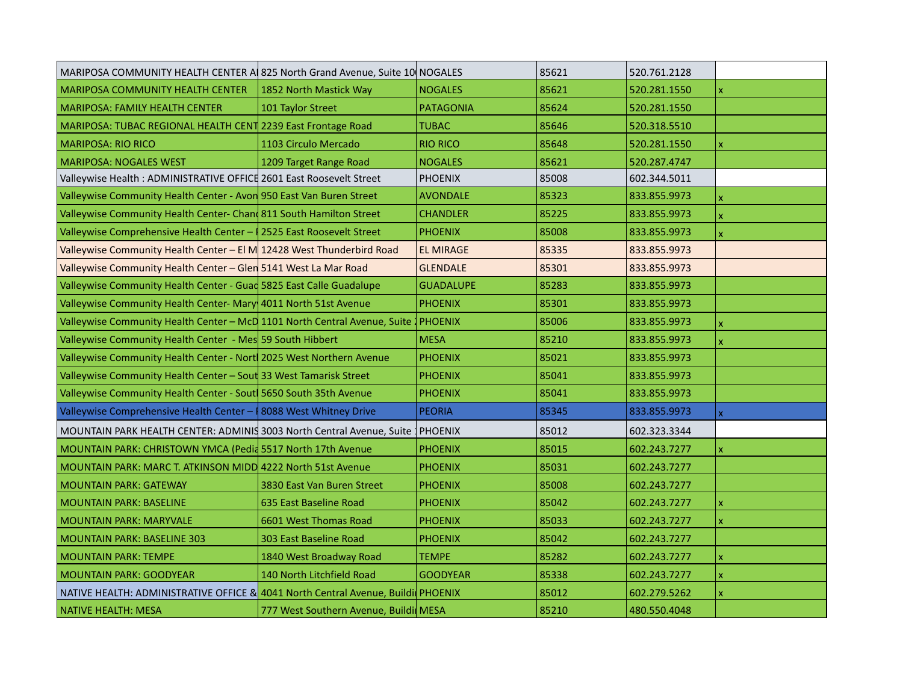| | | | | | |
|---|---|---|---|---|---|
| MARIPOSA COMMUNITY HEALTH CENTER AI | 825 North Grand Avenue, Suite 10 | NOGALES | 85621 | 520.761.2128 | |
| MARIPOSA COMMUNITY HEALTH CENTER | 1852 North Mastick Way | NOGALES | 85621 | 520.281.1550 | x |
| MARIPOSA: FAMILY HEALTH CENTER | 101 Taylor Street | PATAGONIA | 85624 | 520.281.1550 | |
| MARIPOSA: TUBAC REGIONAL HEALTH CENT | 2239 East Frontage Road | TUBAC | 85646 | 520.318.5510 | |
| MARIPOSA: RIO RICO | 1103 Circulo Mercado | RIO RICO | 85648 | 520.281.1550 | x |
| MARIPOSA: NOGALES WEST | 1209 Target Range Road | NOGALES | 85621 | 520.287.4747 | |
| Valleywise Health : ADMINISTRATIVE OFFICE | 2601 East Roosevelt Street | PHOENIX | 85008 | 602.344.5011 | |
| Valleywise Community Health Center - Avon | 950 East Van Buren Street | AVONDALE | 85323 | 833.855.9973 | x |
| Valleywise Community Health Center- Chan | 811 South Hamilton Street | CHANDLER | 85225 | 833.855.9973 | x |
| Valleywise Comprehensive Health Center – | 2525 East Roosevelt Street | PHOENIX | 85008 | 833.855.9973 | x |
| Valleywise Community Health Center – El M | 12428 West Thunderbird Road | EL MIRAGE | 85335 | 833.855.9973 | |
| Valleywise Community Health Center – Glen | 5141 West La Mar Road | GLENDALE | 85301 | 833.855.9973 | |
| Valleywise Community Health Center - Guad | 5825 East Calle Guadalupe | GUADALUPE | 85283 | 833.855.9973 | |
| Valleywise Community Health Center- Mary | 4011 North 51st Avenue | PHOENIX | 85301 | 833.855.9973 | |
| Valleywise Community Health Center – McD | 1101 North Central Avenue, Suite | PHOENIX | 85006 | 833.855.9973 | x |
| Valleywise Community Health Center - Mes | 59 South Hibbert | MESA | 85210 | 833.855.9973 | x |
| Valleywise Community Health Center - Nort | 2025 West Northern Avenue | PHOENIX | 85021 | 833.855.9973 | |
| Valleywise Community Health Center – Sout | 33 West Tamarisk Street | PHOENIX | 85041 | 833.855.9973 | |
| Valleywise Community Health Center - Sout | 5650 South 35th Avenue | PHOENIX | 85041 | 833.855.9973 | |
| Valleywise Comprehensive Health Center – | 8088 West Whitney Drive | PEORIA | 85345 | 833.855.9973 | x |
| MOUNTAIN PARK HEALTH CENTER: ADMINIS | 3003 North Central Avenue, Suite | PHOENIX | 85012 | 602.323.3344 | |
| MOUNTAIN PARK: CHRISTOWN YMCA (Pedia | 5517 North 17th Avenue | PHOENIX | 85015 | 602.243.7277 | x |
| MOUNTAIN PARK: MARC T. ATKINSON MIDD | 4222 North 51st Avenue | PHOENIX | 85031 | 602.243.7277 | |
| MOUNTAIN PARK: GATEWAY | 3830 East Van Buren Street | PHOENIX | 85008 | 602.243.7277 | |
| MOUNTAIN PARK: BASELINE | 635 East Baseline Road | PHOENIX | 85042 | 602.243.7277 | x |
| MOUNTAIN PARK: MARYVALE | 6601 West Thomas Road | PHOENIX | 85033 | 602.243.7277 | x |
| MOUNTAIN PARK: BASELINE 303 | 303 East Baseline Road | PHOENIX | 85042 | 602.243.7277 | |
| MOUNTAIN PARK: TEMPE | 1840 West Broadway Road | TEMPE | 85282 | 602.243.7277 | x |
| MOUNTAIN PARK: GOODYEAR | 140 North Litchfield Road | GOODYEAR | 85338 | 602.243.7277 | x |
| NATIVE HEALTH: ADMINISTRATIVE OFFICE & | 4041 North Central Avenue, Buildi | PHOENIX | 85012 | 602.279.5262 | x |
| NATIVE HEALTH: MESA | 777 West Southern Avenue, Buildi | MESA | 85210 | 480.550.4048 | |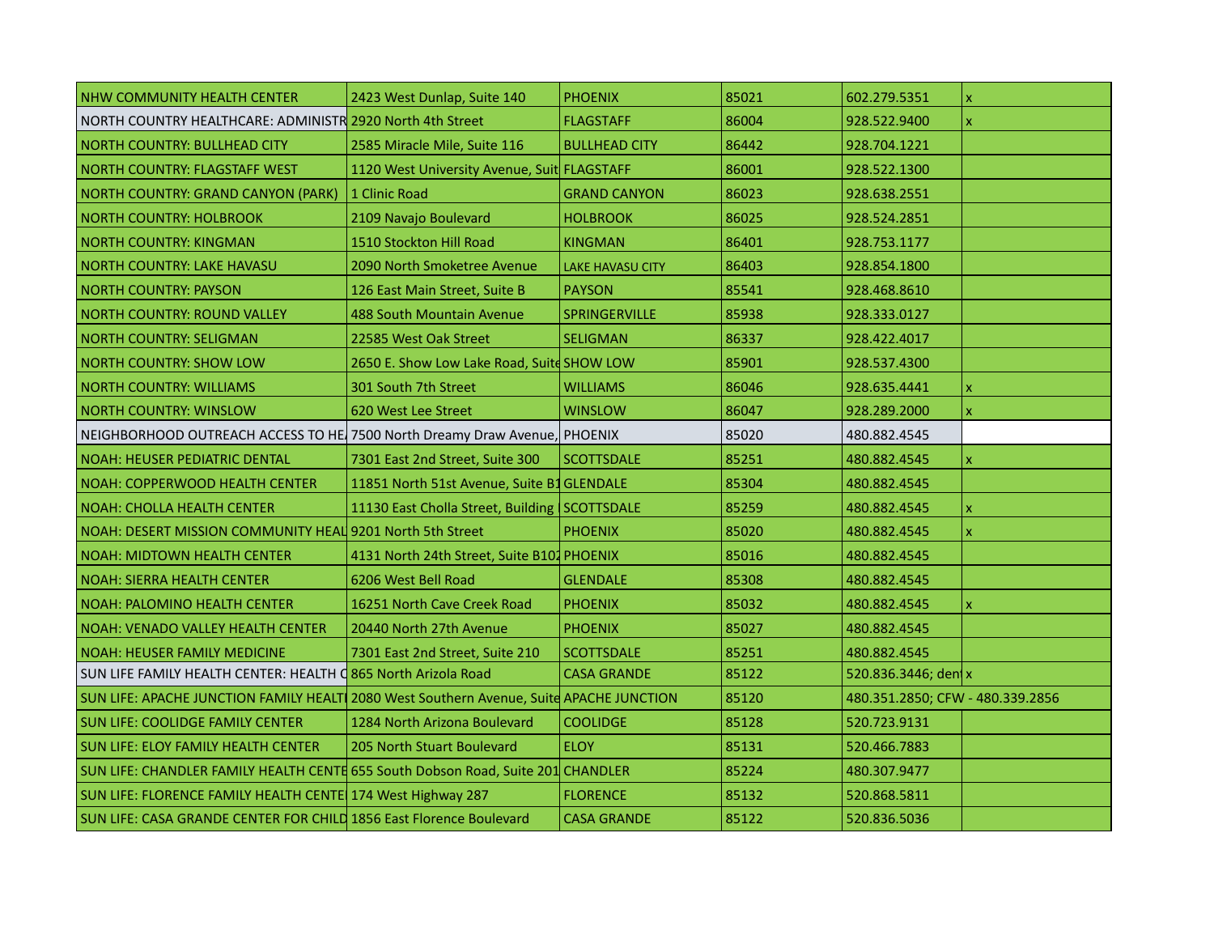| | | | | | |
|---|---|---|---|---|---|
| NHW COMMUNITY HEALTH CENTER | 2423 West Dunlap, Suite 140 | PHOENIX | 85021 | 602.279.5351 | x |
| NORTH COUNTRY HEALTHCARE: ADMINISTR | 2920 North 4th Street | FLAGSTAFF | 86004 | 928.522.9400 | x |
| NORTH COUNTRY: BULLHEAD CITY | 2585 Miracle Mile, Suite 116 | BULLHEAD CITY | 86442 | 928.704.1221 | |
| NORTH COUNTRY: FLAGSTAFF WEST | 1120 West University Avenue, Suit | FLAGSTAFF | 86001 | 928.522.1300 | |
| NORTH COUNTRY: GRAND CANYON (PARK) | 1 Clinic Road | GRAND CANYON | 86023 | 928.638.2551 | |
| NORTH COUNTRY: HOLBROOK | 2109 Navajo Boulevard | HOLBROOK | 86025 | 928.524.2851 | |
| NORTH COUNTRY: KINGMAN | 1510 Stockton Hill Road | KINGMAN | 86401 | 928.753.1177 | |
| NORTH COUNTRY: LAKE HAVASU | 2090 North Smoketree Avenue | LAKE HAVASU CITY | 86403 | 928.854.1800 | |
| NORTH COUNTRY: PAYSON | 126 East Main Street, Suite B | PAYSON | 85541 | 928.468.8610 | |
| NORTH COUNTRY: ROUND VALLEY | 488 South Mountain Avenue | SPRINGERVILLE | 85938 | 928.333.0127 | |
| NORTH COUNTRY: SELIGMAN | 22585 West Oak Street | SELIGMAN | 86337 | 928.422.4017 | |
| NORTH COUNTRY: SHOW LOW | 2650 E. Show Low Lake Road, Suite | SHOW LOW | 85901 | 928.537.4300 | |
| NORTH COUNTRY: WILLIAMS | 301 South 7th Street | WILLIAMS | 86046 | 928.635.4441 | x |
| NORTH COUNTRY: WINSLOW | 620 West Lee Street | WINSLOW | 86047 | 928.289.2000 | x |
| NEIGHBORHOOD OUTREACH ACCESS TO HE | 7500 North Dreamy Draw Avenue, | PHOENIX | 85020 | 480.882.4545 | |
| NOAH: HEUSER PEDIATRIC DENTAL | 7301 East 2nd Street, Suite 300 | SCOTTSDALE | 85251 | 480.882.4545 | x |
| NOAH: COPPERWOOD HEALTH CENTER | 11851 North 51st Avenue, Suite B1 | GLENDALE | 85304 | 480.882.4545 | |
| NOAH: CHOLLA HEALTH CENTER | 11130 East Cholla Street, Building | SCOTTSDALE | 85259 | 480.882.4545 | x |
| NOAH: DESERT MISSION COMMUNITY HEAL | 9201 North 5th Street | PHOENIX | 85020 | 480.882.4545 | x |
| NOAH: MIDTOWN HEALTH CENTER | 4131 North 24th Street, Suite B102 | PHOENIX | 85016 | 480.882.4545 | |
| NOAH: SIERRA HEALTH CENTER | 6206 West Bell Road | GLENDALE | 85308 | 480.882.4545 | |
| NOAH: PALOMINO HEALTH CENTER | 16251 North Cave Creek Road | PHOENIX | 85032 | 480.882.4545 | x |
| NOAH: VENADO VALLEY HEALTH CENTER | 20440 North 27th Avenue | PHOENIX | 85027 | 480.882.4545 | |
| NOAH: HEUSER FAMILY MEDICINE | 7301 East 2nd Street, Suite 210 | SCOTTSDALE | 85251 | 480.882.4545 | |
| SUN LIFE FAMILY HEALTH CENTER: HEALTH C | 865 North Arizola Road | CASA GRANDE | 85122 | 520.836.3446; den | x |
| SUN LIFE: APACHE JUNCTION FAMILY HEALTI | 2080 West Southern Avenue, Suite | APACHE JUNCTION | 85120 | 480.351.2850; CFW - 480.339.2856 | |
| SUN LIFE: COOLIDGE FAMILY CENTER | 1284 North Arizona Boulevard | COOLIDGE | 85128 | 520.723.9131 | |
| SUN LIFE: ELOY FAMILY HEALTH CENTER | 205 North Stuart Boulevard | ELOY | 85131 | 520.466.7883 | |
| SUN LIFE: CHANDLER FAMILY HEALTH CENTE | 655 South Dobson Road, Suite 201 | CHANDLER | 85224 | 480.307.9477 | |
| SUN LIFE: FLORENCE FAMILY HEALTH CENTE | 174 West Highway 287 | FLORENCE | 85132 | 520.868.5811 | |
| SUN LIFE: CASA GRANDE CENTER FOR CHILD | 1856 East Florence Boulevard | CASA GRANDE | 85122 | 520.836.5036 | |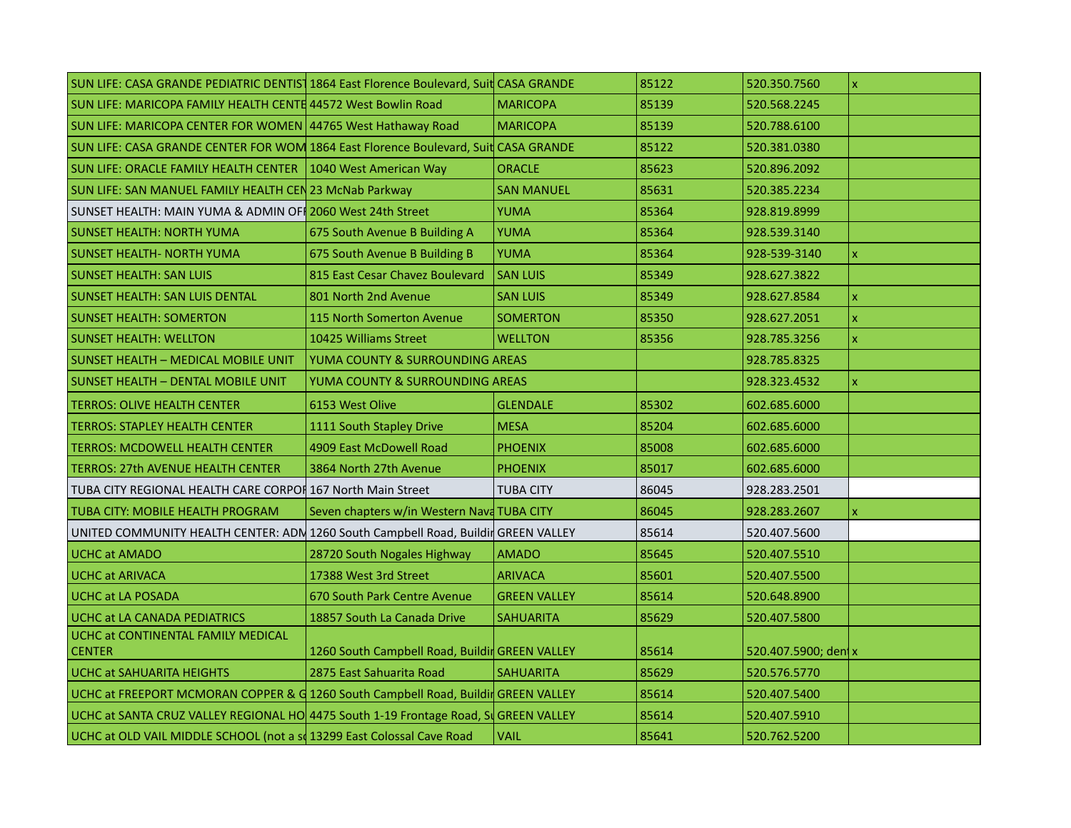| | | | | | |
|---|---|---|---|---|---|
| SUN LIFE: CASA GRANDE PEDIATRIC DENTIST | 1864 East Florence Boulevard, Suit | CASA GRANDE | 85122 | 520.350.7560 | x |
| SUN LIFE: MARICOPA FAMILY HEALTH CENTE | 44572 West Bowlin Road | MARICOPA | 85139 | 520.568.2245 | |
| SUN LIFE: MARICOPA CENTER FOR WOMEN | 44765 West Hathaway Road | MARICOPA | 85139 | 520.788.6100 | |
| SUN LIFE: CASA GRANDE CENTER FOR WOM | 1864 East Florence Boulevard, Suit | CASA GRANDE | 85122 | 520.381.0380 | |
| SUN LIFE: ORACLE FAMILY HEALTH CENTER | 1040 West American Way | ORACLE | 85623 | 520.896.2092 | |
| SUN LIFE: SAN MANUEL FAMILY HEALTH CEN | 23 McNab Parkway | SAN MANUEL | 85631 | 520.385.2234 | |
| SUNSET HEALTH: MAIN YUMA & ADMIN OF | 2060 West 24th Street | YUMA | 85364 | 928.819.8999 | |
| SUNSET HEALTH: NORTH YUMA | 675 South Avenue B Building A | YUMA | 85364 | 928.539.3140 | |
| SUNSET HEALTH- NORTH YUMA | 675 South Avenue B Building B | YUMA | 85364 | 928-539-3140 | x |
| SUNSET HEALTH: SAN LUIS | 815 East Cesar Chavez Boulevard | SAN LUIS | 85349 | 928.627.3822 | |
| SUNSET HEALTH: SAN LUIS DENTAL | 801 North 2nd Avenue | SAN LUIS | 85349 | 928.627.8584 | x |
| SUNSET HEALTH: SOMERTON | 115 North Somerton Avenue | SOMERTON | 85350 | 928.627.2051 | x |
| SUNSET HEALTH: WELLTON | 10425 Williams Street | WELLTON | 85356 | 928.785.3256 | x |
| SUNSET HEALTH – MEDICAL MOBILE UNIT | YUMA COUNTY & SURROUNDING AREAS | | | 928.785.8325 | |
| SUNSET HEALTH – DENTAL MOBILE UNIT | YUMA COUNTY & SURROUNDING AREAS | | | 928.323.4532 | x |
| TERROS: OLIVE HEALTH CENTER | 6153 West Olive | GLENDALE | 85302 | 602.685.6000 | |
| TERROS: STAPLEY HEALTH CENTER | 1111 South Stapley Drive | MESA | 85204 | 602.685.6000 | |
| TERROS: MCDOWELL HEALTH CENTER | 4909 East McDowell Road | PHOENIX | 85008 | 602.685.6000 | |
| TERROS: 27th AVENUE HEALTH CENTER | 3864 North 27th Avenue | PHOENIX | 85017 | 602.685.6000 | |
| TUBA CITY REGIONAL HEALTH CARE CORPOR | 167 North Main Street | TUBA CITY | 86045 | 928.283.2501 | |
| TUBA CITY: MOBILE HEALTH PROGRAM | Seven chapters w/in Western Nava | TUBA CITY | 86045 | 928.283.2607 | x |
| UNITED COMMUNITY HEALTH CENTER: ADM | 1260 South Campbell Road, Buildir | GREEN VALLEY | 85614 | 520.407.5600 | |
| UCHC at AMADO | 28720 South Nogales Highway | AMADO | 85645 | 520.407.5510 | |
| UCHC at ARIVACA | 17388 West 3rd Street | ARIVACA | 85601 | 520.407.5500 | |
| UCHC at LA POSADA | 670 South Park Centre Avenue | GREEN VALLEY | 85614 | 520.648.8900 | |
| UCHC at LA CANADA PEDIATRICS | 18857 South La Canada Drive | SAHUARITA | 85629 | 520.407.5800 | |
| UCHC at CONTINENTAL FAMILY MEDICAL CENTER | 1260 South Campbell Road, Buildir | GREEN VALLEY | 85614 | 520.407.5900; den | x |
| UCHC at SAHUARITA HEIGHTS | 2875 East Sahuarita Road | SAHUARITA | 85629 | 520.576.5770 | |
| UCHC at FREEPORT MCMORAN COPPER & G | 1260 South Campbell Road, Buildir | GREEN VALLEY | 85614 | 520.407.5400 | |
| UCHC at SANTA CRUZ VALLEY REGIONAL HO | 4475 South 1-19 Frontage Road, Su | GREEN VALLEY | 85614 | 520.407.5910 | |
| UCHC at OLD VAIL MIDDLE SCHOOL (not a sc | 13299 East Colossal Cave Road | VAIL | 85641 | 520.762.5200 | |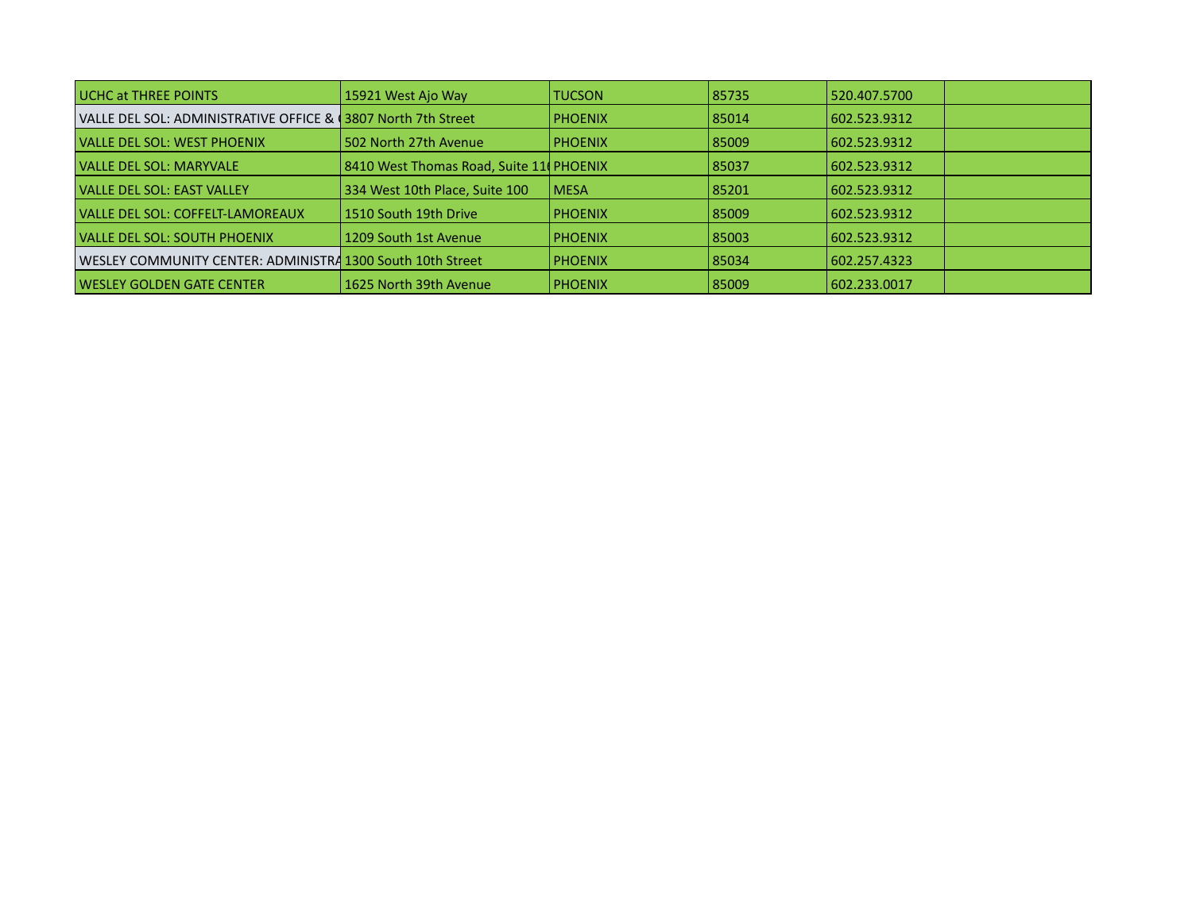| | | | | | |
|---|---|---|---|---|---|
| UCHC at THREE POINTS | 15921 West Ajo Way | TUCSON | 85735 | 520.407.5700 | |
| VALLE DEL SOL: ADMINISTRATIVE OFFICE & ( | 3807 North 7th Street | PHOENIX | 85014 | 602.523.9312 | |
| VALLE DEL SOL: WEST PHOENIX | 502 North 27th Avenue | PHOENIX | 85009 | 602.523.9312 | |
| VALLE DEL SOL: MARYVALE | 8410 West Thomas Road, Suite 11( | PHOENIX | 85037 | 602.523.9312 | |
| VALLE DEL SOL: EAST VALLEY | 334 West 10th Place, Suite 100 | MESA | 85201 | 602.523.9312 | |
| VALLE DEL SOL: COFFELT-LAMOREAUX | 1510 South 19th Drive | PHOENIX | 85009 | 602.523.9312 | |
| VALLE DEL SOL: SOUTH PHOENIX | 1209 South 1st Avenue | PHOENIX | 85003 | 602.523.9312 | |
| WESLEY COMMUNITY CENTER: ADMINISTRA | 1300 South 10th Street | PHOENIX | 85034 | 602.257.4323 | |
| WESLEY GOLDEN GATE CENTER | 1625 North 39th Avenue | PHOENIX | 85009 | 602.233.0017 | |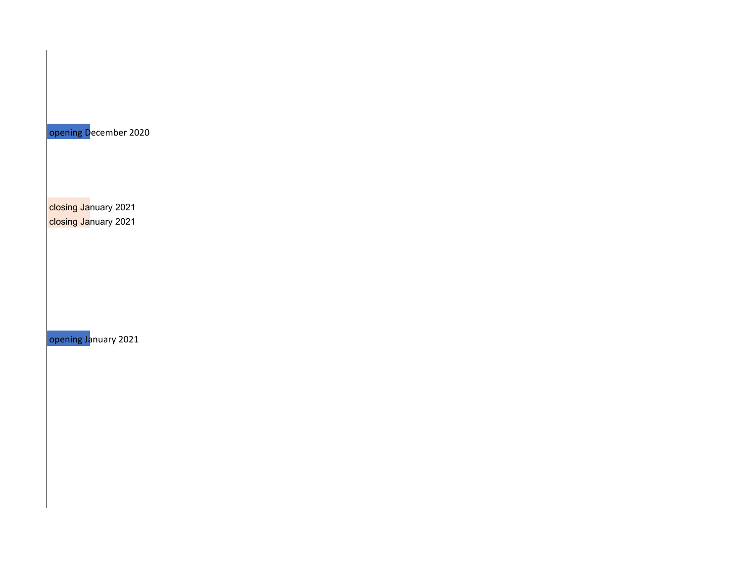opening December 2020

closing January 2021

closing January 2021

opening January 2021